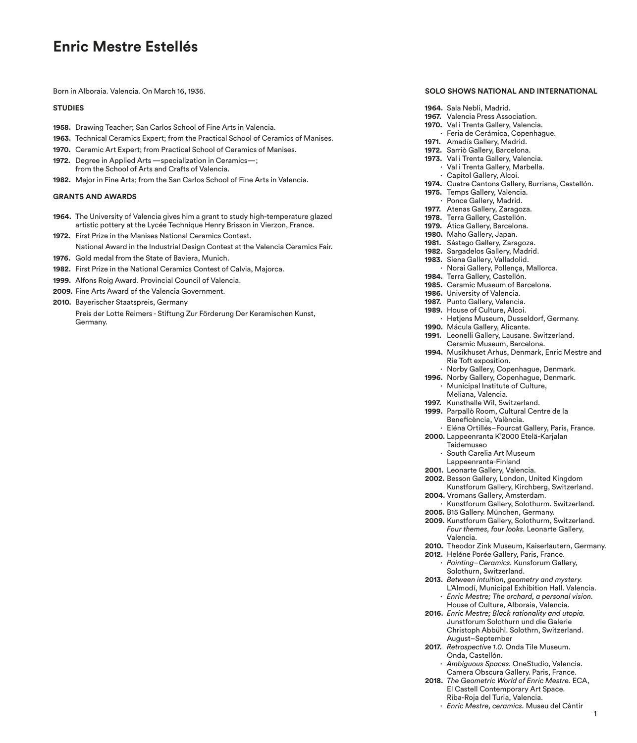# Enric Mestre Estellés

Born in Alboraia. Valencia. On March 16, 1936.

### STUDIES

**1958.** Drawing Teacher; San Carlos School of Fine Arts in Valencia.
**1963.** Technical Ceramics Expert; from the Practical School of Ceramics of Manises.
**1970.** Ceramic Art Expert; from Practical School of Ceramics of Manises.
**1972.** Degree in Applied Arts —specialization in Ceramics—; from the School of Arts and Crafts of Valencia.
**1982.** Major in Fine Arts; from the San Carlos School of Fine Arts in Valencia.

### GRANTS AND AWARDS

**1964.** The University of Valencia gives him a grant to study high-temperature glazed artistic pottery at the Lycée Technique Henry Brisson in Vierzon, France.
**1972.** First Prize in the Manises National Ceramics Contest.
National Award in the Industrial Design Contest at the Valencia Ceramics Fair.
**1976.** Gold medal from the State of Baviera, Munich.
**1982.** First Prize in the National Ceramics Contest of Calvia, Majorca.
**1999.** Alfons Roig Award. Provincial Council of Valencia.
**2009.** Fine Arts Award of the Valencia Government.
**2010.** Bayerischer Staatspreis, Germany
Preis der Lotte Reimers - Stiftung Zur Förderung Der Keramischen Kunst, Germany.

### SOLO SHOWS NATIONAL AND INTERNATIONAL

**1964.** Sala Nebli, Madrid.
**1967.** Valencia Press Association.
**1970.** Val i Trenta Gallery, Valencia.
· Feria de Cerámica, Copenhague.
**1971.** Amadís Gallery, Madrid.
**1972.** Sarriò Gallery, Barcelona.
**1973.** Val i Trenta Gallery, Valencia.
· Val i Trenta Gallery, Marbella.
· Capitol Gallery, Alcoi.
**1974.** Cuatre Cantons Gallery, Burriana, Castellón.
**1975.** Temps Gallery, Valencia.
· Ponce Gallery, Madrid.
**1977.** Atenas Gallery, Zaragoza.
**1978.** Terra Gallery, Castellón.
**1979.** Ática Gallery, Barcelona.
**1980.** Maho Gallery, Japan.
**1981.** Sástago Gallery, Zaragoza.
**1982.** Sargadelos Gallery, Madrid.
**1983.** Siena Gallery, Valladolid.
· Norai Gallery, Pollença, Mallorca.
**1984.** Terra Gallery, Castellón.
**1985.** Ceramic Museum of Barcelona.
**1986.** University of Valencia.
**1987.** Punto Gallery, Valencia.
**1989.** House of Culture, Alcoi.
· Hetjens Museum, Dusseldorf, Germany.
**1990.** Mácula Gallery, Alicante.
**1991.** Leonelli Gallery, Lausane. Switzerland.
Ceramic Museum, Barcelona.
**1994.** Musikhuset Arhus, Denmark, Enric Mestre and Rie Toft exposition.
· Norby Gallery, Copenhague, Denmark.
**1996.** Norby Gallery, Copenhague, Denmark.
· Municipal Institute of Culture, Meliana, Valencia.
**1997.** Kunsthalle Wil, Switzerland.
**1999.** Parpallò Room, Cultural Centre de la Beneficència, València.
· Eléna Ortillés–Fourcat Gallery, Paris, France.
**2000.** Lappeenranta K'2000 Etelä-Karjalan Taidemuseo
· South Carelia Art Museum Lappeenranta-Finland
**2001.** Leonarte Gallery, Valencia.
**2002.** Besson Gallery, London, United Kingdom
Kunstforum Gallery, Kirchberg, Switzerland.
**2004.** Vromans Gallery, Amsterdam.
· Kunstforum Gallery, Solothurm. Switzerland.
**2005.** B15 Gallery. München, Germany.
**2009.** Kunstforum Gallery, Solothurm, Switzerland.
*Four themes, four looks.* Leonarte Gallery, Valencia.
**2010.** Theodor Zink Museum, Kaiserlautern, Germany.
**2012.** Heléne Porée Gallery, Paris, France.
· *Painting–Ceramics.* Kunsforum Gallery, Solothurn, Switzerland.
**2013.** *Between intuition, geometry and mystery.* L'Almodí, Municipal Exhibition Hall. Valencia.
· *Enric Mestre; The orchard, a personal vision.* House of Culture, Alboraia, Valencia.
**2016.** *Enric Mestre; Black rationality and utopia.* Junstforum Solothurn und die Galerie Christoph Abbühl. Solothrn, Switzerland. August–September
**2017.** *Retrospective 1.0.* Onda Tile Museum. Onda, Castellón.
· *Ambiguous Spaces.* OneStudio, Valencia.
Camera Obscura Gallery. Paris, France.
**2018.** *The Geometric World of Enric Mestre.* ECA, El Castell Contemporary Art Space. Riba-Roja del Turia, Valencia.
· *Enric Mestre, ceramics.* Museu del Càntir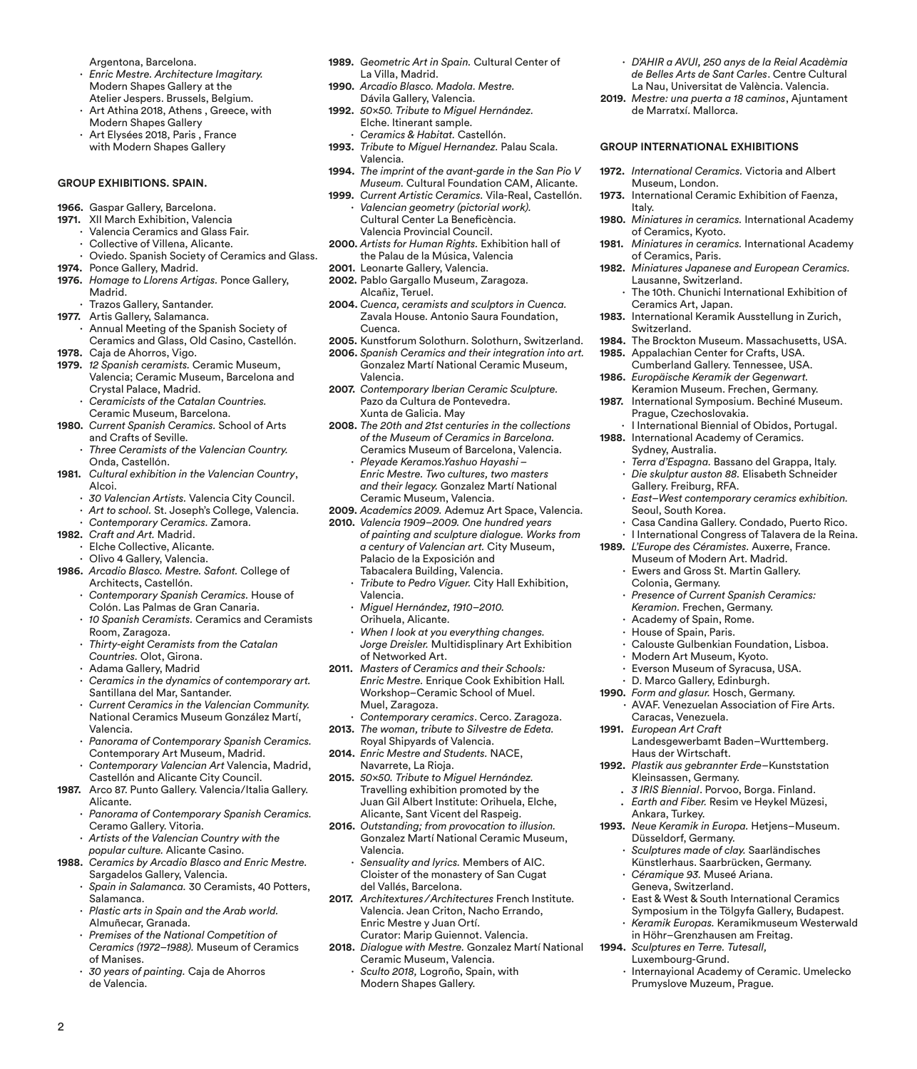Argentona, Barcelona.

- *Enric Mestre. Architecture Imagitary.* Modern Shapes Gallery at the Atelier Jespers. Brussels, Belgium.
- Art Athina 2018, Athens , Greece, with Modern Shapes Gallery
- Art Elysées 2018, Paris , France with Modern Shapes Gallery

## GROUP EXHIBITIONS. SPAIN.

**1966.** Gaspar Gallery, Barcelona.

**1971.** XII March Exhibition, Valencia
- Valencia Ceramics and Glass Fair.
- Collective of Villena, Alicante.
- Oviedo. Spanish Society of Ceramics and Glass.

**1974.** Ponce Gallery, Madrid.

**1976.** *Homage to Llorens Artigas.* Ponce Gallery, Madrid.
- Trazos Gallery, Santander.

**1977.** Artis Gallery, Salamanca.
- Annual Meeting of the Spanish Society of Ceramics and Glass, Old Casino, Castellón.

**1978.** Caja de Ahorros, Vigo.

**1979.** *12 Spanish ceramists.* Ceramic Museum, Valencia; Ceramic Museum, Barcelona and Crystal Palace, Madrid.
- *Ceramicists of the Catalan Countries.* Ceramic Museum, Barcelona.

**1980.** *Current Spanish Ceramics.* School of Arts and Crafts of Seville.
- *Three Ceramists of the Valencian Country.* Onda, Castellón.

**1981.** *Cultural exhibition in the Valencian Country*, Alcoi.
- *30 Valencian Artists.* Valencia City Council.
- *Art to school.* St. Joseph's College, Valencia.
- *Contemporary Ceramics.* Zamora.

**1982.** *Craft and Art.* Madrid.
- Elche Collective, Alicante.
- Olivo 4 Gallery, Valencia.

**1986.** *Arcadio Blasco. Mestre. Safont.* College of Architects, Castellón.
- *Contemporary Spanish Ceramics.* House of Colón. Las Palmas de Gran Canaria.
- *10 Spanish Ceramists.* Ceramics and Ceramists Room, Zaragoza.
- *Thirty-eight Ceramists from the Catalan Countries.* Olot, Girona.
- Adama Gallery, Madrid
- *Ceramics in the dynamics of contemporary art.* Santillana del Mar, Santander.
- *Current Ceramics in the Valencian Community.* National Ceramics Museum González Martí, Valencia.
- *Panorama of Contemporary Spanish Ceramics.* Contemporary Art Museum, Madrid.
- *Contemporary Valencian Art* Valencia, Madrid, Castellón and Alicante City Council.

**1987.** Arco 87. Punto Gallery. Valencia/Italia Gallery. Alicante.
- *Panorama of Contemporary Spanish Ceramics.* Ceramo Gallery. Vitoria.
- *Artists of the Valencian Country with the popular culture.* Alicante Casino.

**1988.** *Ceramics by Arcadio Blasco and Enric Mestre.* Sargadelos Gallery, Valencia.
- *Spain in Salamanca.* 30 Ceramists, 40 Potters, Salamanca.
- *Plastic arts in Spain and the Arab world.* Almuñecar, Granada.
- *Premises of the National Competition of Ceramics (1972–1988).* Museum of Ceramics of Manises.
- *30 years of painting.* Caja de Ahorros de Valencia.

**1989.** *Geometric Art in Spain.* Cultural Center of La Villa, Madrid.

**1990.** *Arcadio Blasco. Madola. Mestre.* Dávila Gallery, Valencia.

**1992.** *50×50. Tribute to Miguel Hernández.* Elche. Itinerant sample.
- *Ceramics & Habitat.* Castellón.

**1993.** *Tribute to Miguel Hernandez.* Palau Scala. Valencia.

**1994.** *The imprint of the avant-garde in the San Pio V Museum.* Cultural Foundation CAM, Alicante.

**1999.** *Current Artistic Ceramics.* Vila-Real, Castellón.
- *Valencian geometry (pictorial work).* Cultural Center La Beneficència. Valencia Provincial Council.

**2000.** *Artists for Human Rights.* Exhibition hall of the Palau de la Música, Valencia

**2001.** Leonarte Gallery, Valencia.

**2002.** Pablo Gargallo Museum, Zaragoza. Alcañiz, Teruel.

**2004.** *Cuenca, ceramists and sculptors in Cuenca.* Zavala House. Antonio Saura Foundation, Cuenca.

**2005.** Kunstforum Solothurn. Solothurn, Switzerland.

**2006.** *Spanish Ceramics and their integration into art.* Gonzalez Martí National Ceramic Museum, Valencia.

**2007.** *Contemporary Iberian Ceramic Sculpture.* Pazo da Cultura de Pontevedra. Xunta de Galicia. May

**2008.** *The 20th and 21st centuries in the collections of the Museum of Ceramics in Barcelona.* Ceramics Museum of Barcelona, Valencia.
- *Pleyade Keramos.Yashuo Hayashi – Enric Mestre. Two cultures, two masters and their legacy.* Gonzalez Martí National Ceramic Museum, Valencia.

**2009.** *Academics 2009.* Ademuz Art Space, Valencia.

**2010.** *Valencia 1909–2009. One hundred years of painting and sculpture dialogue. Works from a century of Valencian art.* City Museum, Palacio de la Exposición and Tabacalera Building, Valencia.
- *Tribute to Pedro Viguer.* City Hall Exhibition, Valencia.
- *Miguel Hernández, 1910–2010.* Orihuela, Alicante.
- *When I look at you everything changes. Jorge Dreisler.* Multidisplinary Art Exhibition of Networked Art.

**2011.** *Masters of Ceramics and their Schools: Enric Mestre.* Enrique Cook Exhibition Hall. Workshop–Ceramic School of Muel. Muel, Zaragoza.
- *Contemporary ceramics*. Cerco. Zaragoza.

**2013.** *The woman, tribute to Silvestre de Edeta.* Royal Shipyards of Valencia.

**2014.** *Enric Mestre and Students.* NACE, Navarrete, La Rioja.

**2015.** *50×50. Tribute to Miguel Hernández.* Travelling exhibition promoted by the Juan Gil Albert Institute: Orihuela, Elche, Alicante, Sant Vicent del Raspeig.

**2016.** *Outstanding; from provocation to illusion.* Gonzalez Martí National Ceramic Museum, Valencia.
- *Sensuality and lyrics.* Members of AIC. Cloister of the monastery of San Cugat del Vallés, Barcelona.

**2017.** *Architextures / Architectures* French Institute. Valencia. Jean Criton, Nacho Errando, Enric Mestre y Juan Ortí. Curator: Marip Guiennot. Valencia.

**2018.** *Dialogue with Mestre.* Gonzalez Martí National Ceramic Museum, Valencia.
- *Sculto 2018,* Logroño, Spain, with Modern Shapes Gallery.
- *D'AHIR a AVUI, 250 anys de la Reial Acadèmia de Belles Arts de Sant Carles*. Centre Cultural La Nau, Universitat de València. Valencia.

**2019.** *Mestre: una puerta a 18 caminos*, Ajuntament de Marratxí. Mallorca.

## GROUP INTERNATIONAL EXHIBITIONS

**1972.** *International Ceramics.* Victoria and Albert Museum, London.

**1973.** International Ceramic Exhibition of Faenza, Italy.

**1980.** *Miniatures in ceramics.* International Academy of Ceramics, Kyoto.

**1981.** *Miniatures in ceramics.* International Academy of Ceramics, Paris.

**1982.** *Miniatures Japanese and European Ceramics.* Lausanne, Switzerland.
- The 10th. Chunichi International Exhibition of Ceramics Art, Japan.

**1983.** International Keramik Ausstellung in Zurich, Switzerland.

**1984.** The Brockton Museum. Massachusetts, USA.

**1985.** Appalachian Center for Crafts, USA. Cumberland Gallery. Tennessee, USA.

**1986.** *Europäische Keramik der Gegenwart.* Keramion Museum. Frechen, Germany.

**1987.** International Symposium. Bechiné Museum. Prague, Czechoslovakia.
- I International Biennial of Obidos, Portugal.

**1988.** International Academy of Ceramics. Sydney, Australia.
- *Terra d'Espagna.* Bassano del Grappa, Italy.
- *Die skulptur auston 88.* Elisabeth Schneider Gallery. Freiburg, RFA.
- *East–West contemporary ceramics exhibition.* Seoul, South Korea.
- Casa Candina Gallery. Condado, Puerto Rico.
- I International Congress of Talavera de la Reina.

**1989.** *L'Europe des Céramistes.* Auxerre, France. Museum of Modern Art. Madrid.
- Ewers and Gross St. Martin Gallery. Colonia, Germany.
- *Presence of Current Spanish Ceramics: Keramion.* Frechen, Germany.
- Academy of Spain, Rome.
- House of Spain, Paris.
- Calouste Gulbenkian Foundation, Lisboa.
- Modern Art Museum, Kyoto.
- Everson Museum of Syracusa, USA.
- D. Marco Gallery, Edinburgh.

**1990.** *Form and glasur.* Hosch, Germany.
- AVAF. Venezuelan Association of Fire Arts. Caracas, Venezuela.

**1991.** *European Art Craft* Landesgewerbamt Baden–Wurttemberg. Haus der Wirtschaft.

**1992.** *Plastik aus gebrannter Erde*–Kunststation Kleinsassen, Germany.
- *3 IRIS Biennial*. Porvoo, Borga. Finland.
- *Earth and Fiber.* Resim ve Heykel Müzesi, Ankara, Turkey.

**1993.** *Neue Keramik in Europa.* Hetjens–Museum. Düsseldorf, Germany.
- *Sculptures made of clay.* Saarländisches Künstlerhaus. Saarbrücken, Germany.
- *Céramique 93.* Museé Ariana. Geneva, Switzerland.
- East & West & South International Ceramics Symposium in the Tölgyfa Gallery, Budapest.
- *Keramik Europas.* Keramikmuseum Westerwald in Höhr–Grenzhausen am Freitag.

**1994.** *Sculptures en Terre. Tutesall,* Luxembourg-Grund.
- Internayional Academy of Ceramic. Umelecko Prumyslove Muzeum, Prague.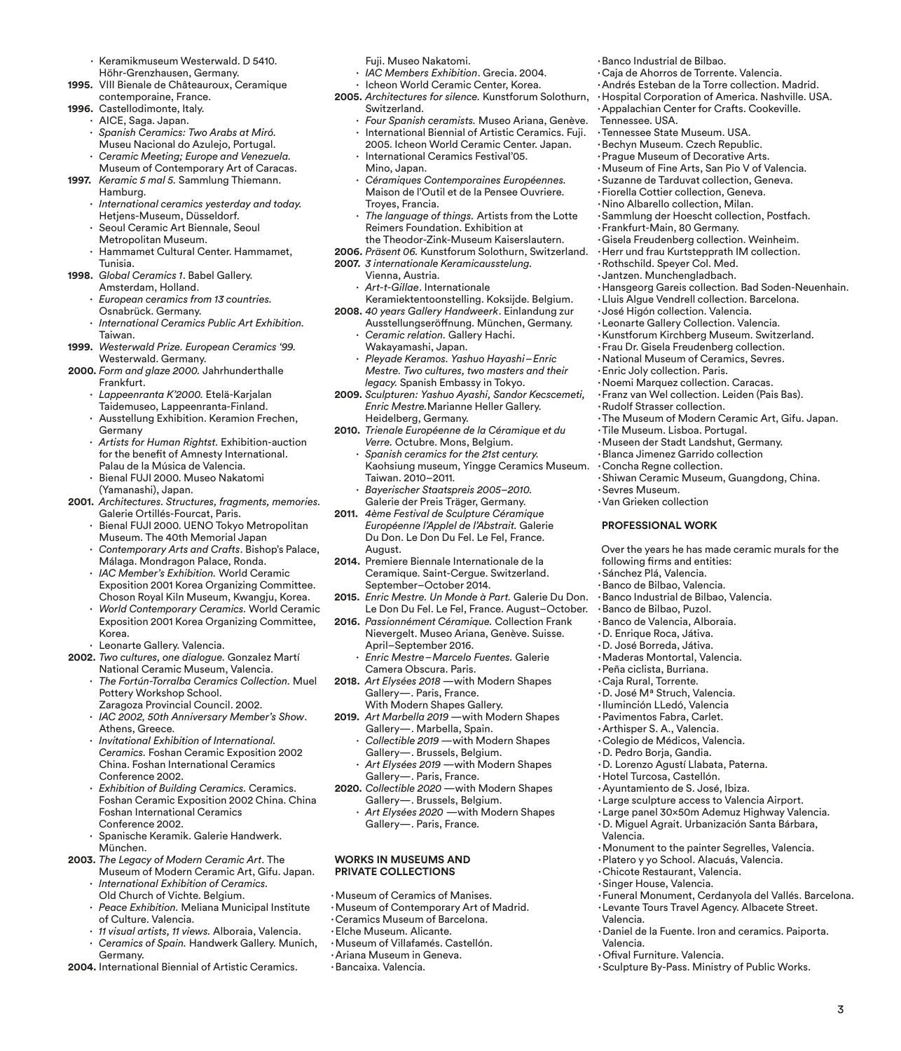- Keramikmuseum Westerwald. D 5410. Höhr-Grenzhausen, Germany.

**1995.** VIII Bienale de Châteauroux, Ceramique contemporaine, France.

**1996.** Castellodimonte, Italy.
- AICE, Saga. Japan.
- *Spanish Ceramics: Two Arabs at Miró.* Museu Nacional do Azulejo, Portugal.
- *Ceramic Meeting; Europe and Venezuela.* Museum of Contemporary Art of Caracas.

**1997.** *Keramic 5 mal 5.* Sammlung Thiemann. Hamburg.
- *International ceramics yesterday and today.* Hetjens-Museum, Düsseldorf.
- Seoul Ceramic Art Biennale, Seoul Metropolitan Museum.
- Hammamet Cultural Center. Hammamet, Tunisia.

**1998.** *Global Ceramics 1*. Babel Gallery. Amsterdam, Holland.
- *European ceramics from 13 countries.* Osnabrück. Germany.
- *International Ceramics Public Art Exhibition.* Taiwan.

**1999.** *Westerwald Prize. European Ceramics '99.* Westerwald. Germany.

**2000.** *Form and glaze 2000.* Jahrhunderthalle Frankfurt.
- *Lappeenranta K'2000.* Etelä-Karjalan Taidemuseo, Lappeenranta-Finland.
- Ausstellung Exhibition. Keramion Frechen, Germany
- *Artists for Human Rightst.* Exhibition-auction for the benefit of Amnesty International. Palau de la Música de Valencia.
- Bienal FUJI 2000. Museo Nakatomi (Yamanashi), Japan.

**2001.** *Architectures. Structures, fragments, memories.* Galerie Ortillés-Fourcat, Paris.
- Bienal FUJI 2000. UENO Tokyo Metropolitan Museum. The 40th Memorial Japan
- *Contemporary Arts and Crafts*. Bishop's Palace, Málaga. Mondragon Palace, Ronda.
- *IAC Member's Exhibition.* World Ceramic Exposition 2001 Korea Organizing Committee. Choson Royal Kiln Museum, Kwangju, Korea.
- *World Contemporary Ceramics.* World Ceramic Exposition 2001 Korea Organizing Committee, Korea.
- Leonarte Gallery. Valencia.

**2002.** *Two cultures, one dialogue.* Gonzalez Martí National Ceramic Museum, Valencia.
- *The Fortún-Torralba Ceramics Collection.* Muel Pottery Workshop School. Zaragoza Provincial Council. 2002.
- *IAC 2002, 50th Anniversary Member's Show*. Athens, Greece.
- *Invitational Exhibition of International. Ceramics.* Foshan Ceramic Exposition 2002 China. Foshan International Ceramics Conference 2002.
- *Exhibition of Building Ceramics.* Ceramics. Foshan Ceramic Exposition 2002 China. China Foshan International Ceramics Conference 2002.
- Spanische Keramik. Galerie Handwerk. München.

**2003.** *The Legacy of Modern Ceramic Art*. The Museum of Modern Ceramic Art, Gifu. Japan.
- *International Exhibition of Ceramics.* Old Church of Vichte. Belgium.
- *Peace Exhibition.* Meliana Municipal Institute of Culture. Valencia.
- *11 visual artists, 11 views.* Alboraia, Valencia.
- *Ceramics of Spain.* Handwerk Gallery. Munich, Germany.

**2004.** International Biennial of Artistic Ceramics. Fuji. Museo Nakatomi.
- *IAC Members Exhibition*. Grecia. 2004.
- Icheon World Ceramic Center, Korea.

**2005.** *Architectures for silence.* Kunstforum Solothurn, Switzerland.
- *Four Spanish ceramists.* Museo Ariana, Genève.
- International Biennial of Artistic Ceramics. Fuji. 2005. Icheon World Ceramic Center. Japan.
- International Ceramics Festival'05. Mino, Japan.
- *Céramiques Contemporaines Européennes.* Maison de l'Outil et de la Pensee Ouvriere. Troyes, Francia.
- *The language of things.* Artists from the Lotte Reimers Foundation. Exhibition at the Theodor-Zink-Museum Kaiserslautern.

**2006.** *Präsent 06.* Kunstforum Solothurn, Switzerland.

**2007.** *3 internationale Keramicausstelung.* Vienna, Austria.
- *Art-t-Gillae*. Internationale Keramiektentoonstelling. Koksijde. Belgium.

**2008.** *40 years Gallery Handweerk*. Einlandung zur Ausstellungseröffnung. München, Germany.
- *Ceramic relation.* Gallery Hachi. Wakayamashi, Japan.
- *Pleyade Keramos. Yashuo Hayashi – Enric Mestre. Two cultures, two masters and their legacy.* Spanish Embassy in Tokyo.

**2009.** *Sculpturen: Yashuo Ayashi, Sandor Kecscemeti, Enric Mestre.* Marianne Heller Gallery. Heidelberg, Germany.

**2010.** *Trienale Européenne de la Céramique et du Verre.* Octubre. Mons, Belgium.
- *Spanish ceramics for the 21st century.* Kaohsiung museum, Yingge Ceramics Museum. Taiwan. 2010–2011.
- *Bayerischer Staatspreis 2005–2010.* Galerie der Preis Träger, Germany.

**2011.** *4ème Festival de Sculpture Céramique Européenne l'Applel de l'Abstrait.* Galerie Du Don. Le Don Du Fel. Le Fel, France. August.

**2014.** Premiere Biennale Internationale de la Ceramique. Saint-Cergue. Switzerland. September–October 2014.

**2015.** *Enric Mestre. Un Monde à Part.* Galerie Du Don. Le Don Du Fel. Le Fel, France. August–October.

**2016.** *Passionnément Céramique.* Collection Frank Nievergelt. Museo Ariana, Genève. Suisse. April–September 2016.
- *Enric Mestre – Marcelo Fuentes.* Galerie Camera Obscura. Paris.

**2018.** *Art Elysées 2018* —with Modern Shapes Gallery—. Paris, France. With Modern Shapes Gallery.

**2019.** *Art Marbella 2019* —with Modern Shapes Gallery—. Marbella, Spain.
- *Collectible 2019* —with Modern Shapes Gallery—. Brussels, Belgium.
- *Art Elysées 2019* —with Modern Shapes Gallery—. Paris, France.

**2020.** *Collectible 2020* —with Modern Shapes Gallery—. Brussels, Belgium.
- *Art Elysées 2020* —with Modern Shapes Gallery—. Paris, France.

## WORKS IN MUSEUMS AND PRIVATE COLLECTIONS

- Museum of Ceramics of Manises.
- Museum of Contemporary Art of Madrid.
- Ceramics Museum of Barcelona.
- Elche Museum. Alicante.
- Museum of Villafamés. Castellón.
- Ariana Museum in Geneva.
- Bancaixa. Valencia.
- Banco Industrial de Bilbao.
- Caja de Ahorros de Torrente. Valencia.
- Andrés Esteban de la Torre collection. Madrid.
- Hospital Corporation of America. Nashville. USA.
- Appalachian Center for Crafts. Cookeville. Tennessee. USA.
- Tennessee State Museum. USA.
- Bechyn Museum. Czech Republic.
- Prague Museum of Decorative Arts.
- Museum of Fine Arts, San Pio V of Valencia.
- Suzanne de Tarduvat collection, Geneva.
- Fiorella Cottier collection, Geneva.
- Nino Albarello collection, Milan.
- Sammlung der Hoescht collection, Postfach.
- Frankfurt-Main, 80 Germany.
- Gisela Freudenberg collection. Weinheim.
- Herr und frau Kurtstepprath IM collection.
- Rothschild. Speyer Col. Med.
- Jantzen. Munchengladbach.
- Hansgeorg Gareis collection. Bad Soden-Neuenhain.
- Lluis Algue Vendrell collection. Barcelona.
- José Higón collection. Valencia.
- Leonarte Gallery Collection. Valencia.
- Kunstforum Kirchberg Museum. Switzerland.
- Frau Dr. Gisela Freudenberg collection.
- National Museum of Ceramics, Sevres.
- Enric Joly collection. Paris.
- Noemi Marquez collection. Caracas.
- Franz van Wel collection. Leiden (Pais Bas).
- Rudolf Strasser collection.
- The Museum of Modern Ceramic Art, Gifu. Japan.
- Tile Museum. Lisboa. Portugal.
- Museen der Stadt Landshut, Germany.
- Blanca Jimenez Garrido collection
- Concha Regne collection.
- Shiwan Ceramic Museum, Guangdong, China.
- Sevres Museum.
- Van Grieken collection

## PROFESSIONAL WORK

Over the years he has made ceramic murals for the following firms and entities:

- Sánchez Plá, Valencia.
- Banco de Bilbao, Valencia.
- Banco Industrial de Bilbao, Valencia.
- Banco de Bilbao, Puzol.
- Banco de Valencia, Alboraia.
- D. Enrique Roca, Játiva.
- D. José Borreda, Játiva.
- Maderas Montortal, Valencia.
- Peña ciclista, Burriana.
- Caja Rural, Torrente.
- D. José Mª Struch, Valencia.
- Ilumición LLedó, Valencia
- Pavimentos Fabra, Carlet.
- Arthisper S. A., Valencia.
- Colegio de Médicos, Valencia.
- D. Pedro Borja, Gandia.
- D. Lorenzo Agustí Llabata, Paterna.
- Hotel Turcosa, Castellón.
- Ayuntamiento de S. José, Ibiza.
- Large sculpture access to Valencia Airport.
- Large panel 30×50m Ademuz Highway Valencia.
- D. Miguel Agrait. Urbanización Santa Bárbara, Valencia.
- Monument to the painter Segrelles, Valencia.
- Platero y yo School. Alacuás, Valencia.
- Chicote Restaurant, Valencia.
- Singer House, Valencia.
- Funeral Monument, Cerdanyola del Vallés. Barcelona.
- Levante Tours Travel Agency. Albacete Street. Valencia.
- Daniel de la Fuente. Iron and ceramics. Paiporta. Valencia.
- Ofival Furniture. Valencia.
- Sculpture By-Pass. Ministry of Public Works.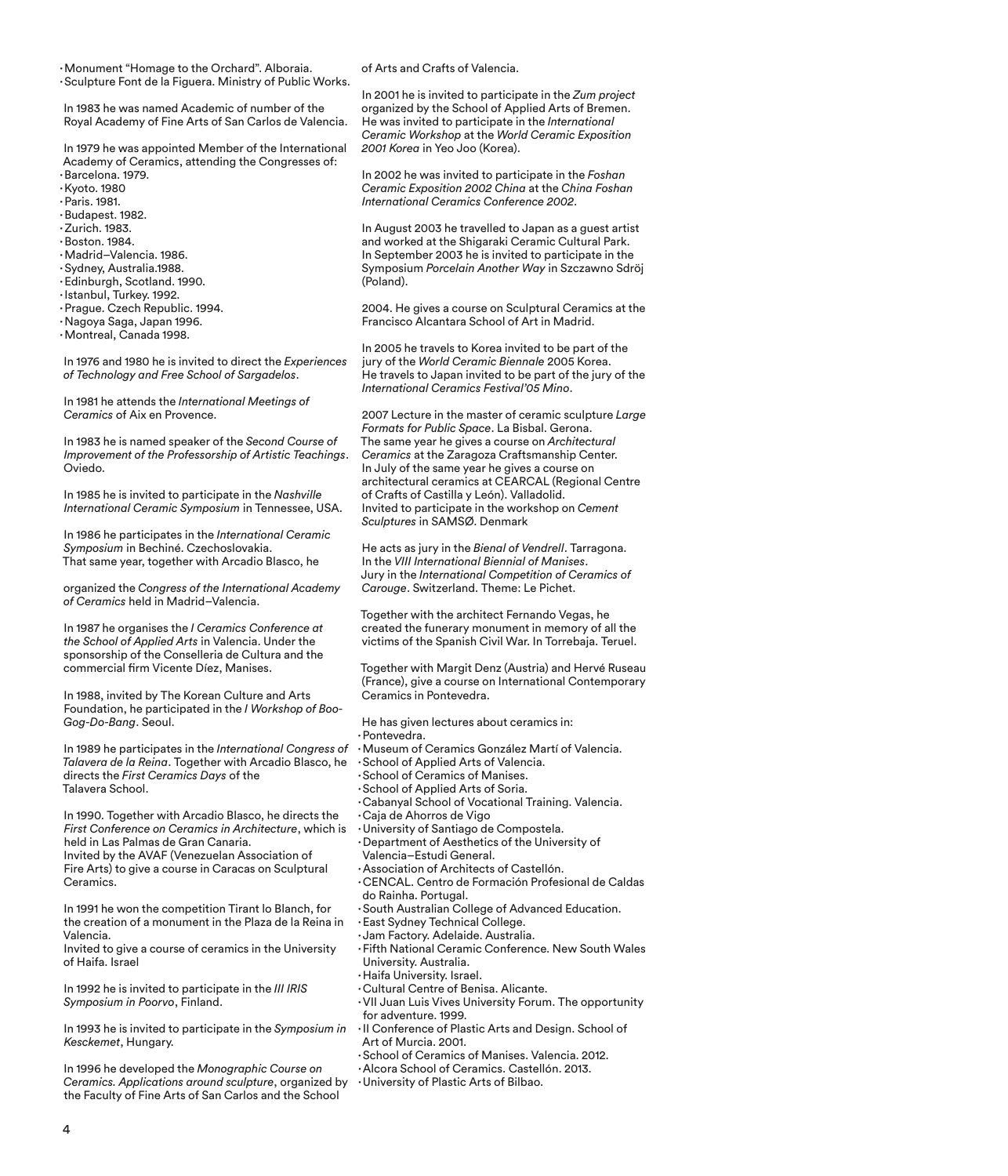- Monument “Homage to the Orchard”. Alboraia.
- Sculpture Font de la Figuera. Ministry of Public Works.

In 1983 he was named Academic of number of the Royal Academy of Fine Arts of San Carlos de Valencia.

In 1979 he was appointed Member of the International Academy of Ceramics, attending the Congresses of:

- Barcelona. 1979.
- Kyoto. 1980
- Paris. 1981.
- Budapest. 1982.
- Zurich. 1983.
- Boston. 1984.
- Madrid–Valencia. 1986.
- Sydney, Australia.1988.
- Edinburgh, Scotland. 1990.
- Istanbul, Turkey. 1992.
- Prague. Czech Republic. 1994.
- Nagoya Saga, Japan 1996.
- Montreal, Canada 1998.

In 1976 and 1980 he is invited to direct the *Experiences of Technology and Free School of Sargadelos*.

In 1981 he attends the *International Meetings of Ceramics* of Aix en Provence.

In 1983 he is named speaker of the *Second Course of Improvement of the Professorship of Artistic Teachings*. Oviedo.

In 1985 he is invited to participate in the *Nashville International Ceramic Symposium* in Tennessee, USA.

In 1986 he participates in the *International Ceramic Symposium* in Bechiné. Czechoslovakia.
That same year, together with Arcadio Blasco, he organized the *Congress of the International Academy of Ceramics* held in Madrid–Valencia.

In 1987 he organises the *I Ceramics Conference at the School of Applied Arts* in Valencia. Under the sponsorship of the Conselleria de Cultura and the commercial firm Vicente Díez, Manises.

In 1988, invited by The Korean Culture and Arts Foundation, he participated in the *I Workshop of Boo-Gog-Do-Bang*. Seoul.

In 1989 he participates in the *International Congress of Talavera de la Reina*. Together with Arcadio Blasco, he directs the *First Ceramics Days* of the Talavera School.

In 1990. Together with Arcadio Blasco, he directs the *First Conference on Ceramics in Architecture*, which is held in Las Palmas de Gran Canaria.
Invited by the AVAF (Venezuelan Association of Fire Arts) to give a course in Caracas on Sculptural Ceramics.

In 1991 he won the competition Tirant lo Blanch, for the creation of a monument in the Plaza de la Reina in Valencia.
Invited to give a course of ceramics in the University of Haifa. Israel

In 1992 he is invited to participate in the *III IRIS Symposium in Poorvo*, Finland.

In 1993 he is invited to participate in the *Symposium in Kesckemet*, Hungary.

In 1996 he developed the *Monographic Course on Ceramics. Applications around sculpture*, organized by the Faculty of Fine Arts of San Carlos and the School of Arts and Crafts of Valencia.

In 2001 he is invited to participate in the *Zum project* organized by the School of Applied Arts of Bremen.
He was invited to participate in the *International Ceramic Workshop* at the *World Ceramic Exposition 2001 Korea* in Yeo Joo (Korea).

In 2002 he was invited to participate in the *Foshan Ceramic Exposition 2002 China* at the *China Foshan International Ceramics Conference 2002*.

In August 2003 he travelled to Japan as a guest artist and worked at the Shigaraki Ceramic Cultural Park.
In September 2003 he is invited to participate in the Symposium *Porcelain Another Way* in Szczawno Sdröj (Poland).

2004. He gives a course on Sculptural Ceramics at the Francisco Alcantara School of Art in Madrid.

In 2005 he travels to Korea invited to be part of the jury of the *World Ceramic Biennale* 2005 Korea.
He travels to Japan invited to be part of the jury of the *International Ceramics Festival'05 Mino*.

2007 Lecture in the master of ceramic sculpture *Large Formats for Public Space*. La Bisbal. Gerona.
The same year he gives a course on *Architectural Ceramics* at the Zaragoza Craftsmanship Center.
In July of the same year he gives a course on architectural ceramics at CEARCAL (Regional Centre of Crafts of Castilla y León). Valladolid.
Invited to participate in the workshop on *Cement Sculptures* in SAMSØ. Denmark

He acts as jury in the *Bienal of Vendrell*. Tarragona.
In the *VIII International Biennial of Manises*.
Jury in the *International Competition of Ceramics of Carouge*. Switzerland. Theme: Le Pichet.

Together with the architect Fernando Vegas, he created the funerary monument in memory of all the victims of the Spanish Civil War. In Torrebaja. Teruel.

Together with Margit Denz (Austria) and Hervé Ruseau (France), give a course on International Contemporary Ceramics in Pontevedra.

He has given lectures about ceramics in:

- Pontevedra.
- Museum of Ceramics González Martí of Valencia.
- School of Applied Arts of Valencia.
- School of Ceramics of Manises.
- School of Applied Arts of Soria.
- Cabanyal School of Vocational Training. Valencia.
- Caja de Ahorros de Vigo
- University of Santiago de Compostela.
- Department of Aesthetics of the University of Valencia–Estudi General.
- Association of Architects of Castellón.
- CENCAL. Centro de Formación Profesional de Caldas do Rainha. Portugal.
- South Australian College of Advanced Education.
- East Sydney Technical College.
- Jam Factory. Adelaide. Australia.
- Fifth National Ceramic Conference. New South Wales University. Australia.
- Haifa University. Israel.
- Cultural Centre of Benisa. Alicante.
- VII Juan Luis Vives University Forum. The opportunity for adventure. 1999.
- II Conference of Plastic Arts and Design. School of Art of Murcia. 2001.
- School of Ceramics of Manises. Valencia. 2012.
- Alcora School of Ceramics. Castellón. 2013.
- University of Plastic Arts of Bilbao.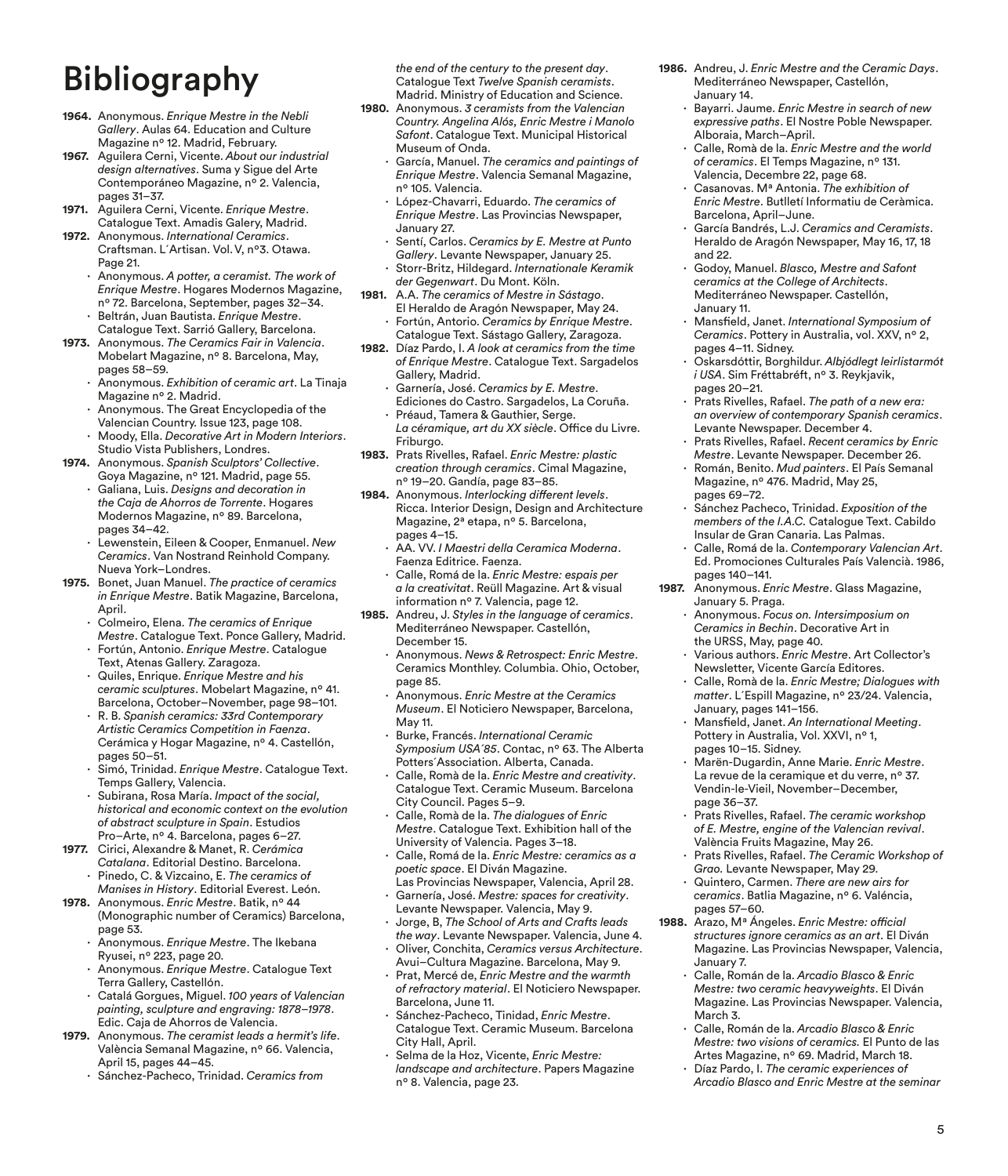# Bibliography

**1964.** Anonymous. *Enrique Mestre in the Nebli Gallery*. Aulas 64. Education and Culture Magazine nº 12. Madrid, February.

**1967.** Aguilera Cerni, Vicente. *About our industrial design alternatives*. Suma y Sigue del Arte Contemporáneo Magazine, nº 2. Valencia, pages 31–37.

**1971.** Aguilera Cerni, Vicente. *Enrique Mestre*. Catalogue Text. Amadis Galery, Madrid.

**1972.** Anonymous. *International Ceramics*. Craftsman. L´Artisan. Vol. V, nº3. Otawa. Page 21.

- Anonymous. *A potter, a ceramist. The work of Enrique Mestre*. Hogares Modernos Magazine, nº 72. Barcelona, September, pages 32–34.
- Beltrán, Juan Bautista. *Enrique Mestre*. Catalogue Text. Sarrió Gallery, Barcelona.

**1973.** Anonymous. *The Ceramics Fair in Valencia*. Mobelart Magazine, nº 8. Barcelona, May, pages 58–59.

- Anonymous. *Exhibition of ceramic art*. La Tinaja Magazine nº 2. Madrid.
- Anonymous. The Great Encyclopedia of the Valencian Country. Issue 123, page 108.
- Moody, Ella. *Decorative Art in Modern Interiors*. Studio Vista Publishers, Londres.

**1974.** Anonymous. *Spanish Sculptors' Collective*. Goya Magazine, nº 121. Madrid, page 55.

- Galiana, Luis. *Designs and decoration in the Caja de Ahorros de Torrente*. Hogares Modernos Magazine, nº 89. Barcelona, pages 34–42.
- Lewenstein, Eileen & Cooper, Enmanuel. *New Ceramics*. Van Nostrand Reinhold Company. Nueva York–Londres.

**1975.** Bonet, Juan Manuel. *The practice of ceramics in Enrique Mestre*. Batik Magazine, Barcelona, April.

- Colmeiro, Elena. *The ceramics of Enrique Mestre*. Catalogue Text. Ponce Gallery, Madrid.
- Fortún, Antonio. *Enrique Mestre*. Catalogue Text, Atenas Gallery. Zaragoza.
- Quiles, Enrique. *Enrique Mestre and his ceramic sculptures*. Mobelart Magazine, nº 41. Barcelona, October–November, page 98–101.
- R. B. *Spanish ceramics: 33rd Contemporary Artistic Ceramics Competition in Faenza*. Cerámica y Hogar Magazine, nº 4. Castellón, pages 50–51.
- Simó, Trinidad. *Enrique Mestre*. Catalogue Text. Temps Gallery, Valencia.
- Subirana, Rosa María. *Impact of the social, historical and economic context on the evolution of abstract sculpture in Spain*. Estudios Pro–Arte, nº 4. Barcelona, pages 6–27.

**1977.** Cirici, Alexandre & Manet, R. *Cerámica Catalana*. Editorial Destino. Barcelona.

- Pinedo, C. & Vizcaino, E. *The ceramics of Manises in History*. Editorial Everest. León.

**1978.** Anonymous. *Enric Mestre*. Batik, nº 44 (Monographic number of Ceramics) Barcelona, page 53.

- Anonymous. *Enrique Mestre*. The Ikebana Ryusei, nº 223, page 20.
- Anonymous. *Enrique Mestre*. Catalogue Text Terra Gallery, Castellón.
- Catalá Gorgues, Miguel. *100 years of Valencian painting, sculpture and engraving: 1878–1978*. Edic. Caja de Ahorros de Valencia.

**1979.** Anonymous. *The ceramist leads a hermit's life*. València Semanal Magazine, nº 66. Valencia, April 15, pages 44–45.

- Sánchez-Pacheco, Trinidad. *Ceramics from the end of the century to the present day*. Catalogue Text *Twelve Spanish ceramists*. Madrid. Ministry of Education and Science.

**1980.** Anonymous. *3 ceramists from the Valencian Country. Angelina Alós, Enric Mestre i Manolo Safont*. Catalogue Text. Municipal Historical Museum of Onda.

- García, Manuel. *The ceramics and paintings of Enrique Mestre*. Valencia Semanal Magazine, nº 105. Valencia.
- López-Chavarri, Eduardo. *The ceramics of Enrique Mestre*. Las Provincias Newspaper, January 27.
- Sentí, Carlos. *Ceramics by E. Mestre at Punto Gallery*. Levante Newspaper, January 25.
- Storr-Britz, Hildegard. *Internationale Keramik der Gegenwart*. Du Mont. Köln.

**1981.** A.A. *The ceramics of Mestre in Sástago*. El Heraldo de Aragón Newspaper, May 24.

- Fortún, Antonio. *Ceramics by Enrique Mestre*. Catalogue Text. Sástago Gallery, Zaragoza.

**1982.** Díaz Pardo, I. *A look at ceramics from the time of Enrique Mestre*. Catalogue Text. Sargadelos Gallery, Madrid.

- Garnería, José. *Ceramics by E. Mestre*. Ediciones do Castro. Sargadelos, La Coruña.
- Préaud, Tamera & Gauthier, Serge. *La céramique, art du XX siècle*. Office du Livre. Friburgo.

**1983.** Prats Rivelles, Rafael. *Enric Mestre: plastic creation through ceramics*. Cimal Magazine, nº 19–20. Gandía, page 83–85.

**1984.** Anonymous. *Interlocking different levels*. Ricca. Interior Design, Design and Architecture Magazine, 2ª etapa, nº 5. Barcelona, pages 4–15.

- AA. VV. *I Maestri della Ceramica Moderna*. Faenza Editrice. Faenza.
- Calle, Romá de la. *Enric Mestre: espais per a la creativitat*. Reüll Magazine. Art & visual information nº 7. Valencia, page 12.

**1985.** Andreu, J. *Styles in the language of ceramics*. Mediterráneo Newspaper. Castellón, December 15.

- Anonymous. *News & Retrospect: Enric Mestre*. Ceramics Monthley. Columbia. Ohio, October, page 85.
- Anonymous. *Enric Mestre at the Ceramics Museum*. El Noticiero Newspaper, Barcelona, May 11.
- Burke, Francés. *International Ceramic Symposium USA´85*. Contac, nº 63. The Alberta Potters´Association. Alberta, Canada.
- Calle, Romà de la. *Enric Mestre and creativity*. Catalogue Text. Ceramic Museum. Barcelona City Council. Pages 5–9.
- Calle, Romà de la. *The dialogues of Enric Mestre*. Catalogue Text. Exhibition hall of the University of Valencia. Pages 3–18.
- Calle, Romá de la. *Enric Mestre: ceramics as a poetic space*. El Diván Magazine. Las Provincias Newspaper, Valencia, April 28.
- Garnería, José. *Mestre: spaces for creativity*. Levante Newspaper. Valencia, May 9.
- Jorge, B, *The School of Arts and Crafts leads the way*. Levante Newspaper. Valencia, June 4.
- Oliver, Conchita, *Ceramics versus Architecture*. Avui–Cultura Magazine. Barcelona, May 9.
- Prat, Mercé de, *Enric Mestre and the warmth of refractory material*. El Noticiero Newspaper. Barcelona, June 11.
- Sánchez-Pacheco, Tinidad, *Enric Mestre*. Catalogue Text. Ceramic Museum. Barcelona City Hall, April.
- Selma de la Hoz, Vicente, *Enric Mestre: landscape and architecture*. Papers Magazine nº 8. Valencia, page 23.

**1986.** Andreu, J. *Enric Mestre and the Ceramic Days*. Mediterráneo Newspaper, Castellón, January 14.

- Bayarri. Jaume. *Enric Mestre in search of new expressive paths*. El Nostre Poble Newspaper. Alboraia, March–April.
- Calle, Romà de la. *Enric Mestre and the world of ceramics*. El Temps Magazine, nº 131. Valencia, Decembre 22, page 68.
- Casanovas. Mª Antonia. *The exhibition of Enric Mestre*. Butlletí Informatiu de Ceràmica. Barcelona, April–June.
- García Bandrés, L.J. *Ceramics and Ceramists*. Heraldo de Aragón Newspaper, May 16, 17, 18 and 22.
- Godoy, Manuel. *Blasco, Mestre and Safont ceramics at the College of Architects*. Mediterráneo Newspaper. Castellón, January 11.
- Mansfield, Janet. *International Symposium of Ceramics*. Pottery in Australia, vol. XXV, nº 2, pages 4–11. Sidney.
- Oskarsdóttir, Borghildur. *Albjódlegt leirlistarmót i USA*. Sim Fréttabréft, nº 3. Reykjavik, pages 20–21.
- Prats Rivelles, Rafael. *The path of a new era: an overview of contemporary Spanish ceramics*. Levante Newspaper. December 4.
- Prats Rivelles, Rafael. *Recent ceramics by Enric Mestre*. Levante Newspaper. December 26.
- Román, Benito. *Mud painters*. El País Semanal Magazine, nº 476. Madrid, May 25, pages 69–72.
- Sánchez Pacheco, Trinidad. *Exposition of the members of the I.A.C.* Catalogue Text. Cabildo Insular de Gran Canaria. Las Palmas.
- Calle, Romá de la. *Contemporary Valencian Art*. Ed. Promociones Culturales País València. 1986, pages 140–141.

**1987.** Anonymous. *Enric Mestre*. Glass Magazine, January 5. Praga.

- Anonymous. *Focus on. Intersimposium on Ceramics in Bechin*. Decorative Art in the URSS, May, page 40.
- Various authors. *Enric Mestre*. Art Collector's Newsletter, Vicente García Editores.
- Calle, Romà de la. *Enric Mestre; Dialogues with matter*. L´Espill Magazine, nº 23/24. Valencia, January, pages 141–156.
- Mansfield, Janet. *An International Meeting*. Pottery in Australia, Vol. XXVI, nº 1, pages 10–15. Sidney.
- Marën-Dugardin, Anne Marie. *Enric Mestre*. La revue de la ceramique et du verre, nº 37. Vendin-le-Vieil, November–December, page 36–37.
- Prats Rivelles, Rafael. *The ceramic workshop of E. Mestre, engine of the Valencian revival*. València Fruits Magazine, May 26.
- Prats Rivelles, Rafael. *The Ceramic Workshop of Grao.* Levante Newspaper, May 29.
- Quintero, Carmen. *There are new airs for ceramics*. Batlia Magazine, nº 6. Valéncia, pages 57–60.

**1988.** Arazo, Mª Ángeles. *Enric Mestre: official structures ignore ceramics as an art*. El Diván Magazine. Las Provincias Newspaper, Valencia, January 7.

- Calle, Román de la. *Arcadio Blasco & Enric Mestre: two ceramic heavyweights*. El Diván Magazine. Las Provincias Newspaper. Valencia, March 3.
- Calle, Román de la. *Arcadio Blasco & Enric Mestre: two visions of ceramics.* El Punto de las Artes Magazine, nº 69. Madrid, March 18.
- Díaz Pardo, I. *The ceramic experiences of Arcadio Blasco and Enric Mestre at the seminar*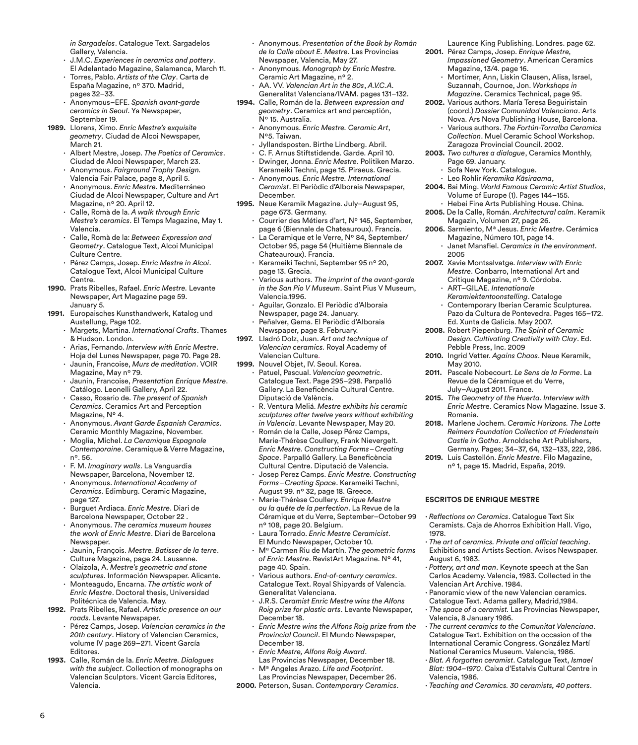*in Sargadelos*. Catalogue Text. Sargadelos Gallery, Valencia.
- J.M.C. *Experiences in ceramics and pottery*. El Adelantado Magazine, Salamanca, March 11.
- Torres, Pablo. *Artists of the Clay*. Carta de España Magazine, nº 370. Madrid, pages 32–33.
- Anonymous–EFE. *Spanish avant-garde ceramics in Seoul*. Ya Newspaper, September 19.

**1989.** Llorens, Ximo. *Enric Mestre's exquisite geometry*. Ciudad de Alcoi Newspaper, March 21.
- Albert Mestre, Josep. *The Poetics of Ceramics*. Ciudad de Alcoi Newspaper, March 23.
- Anonymous. *Fairground Trophy Design*. Valencia Fair Palace, page 8, April 5.
- Anonymous. *Enric Mestre.* Mediterráneo Ciudad de Alcoi Newspaper, Culture and Art Magazine, nº 20. April 12.
- Calle, Romà de la. *A walk through Enric Mestre's ceramics*. El Temps Magazine, May 1. Valencia.
- Calle, Romà de la: *Between Expression and Geometry*. Catalogue Text, Alcoi Municipal Culture Centre.
- Pérez Camps, Josep. *Enric Mestre in Alcoi*. Catalogue Text, Alcoi Municipal Culture Centre.

**1990.** Prats Ribelles, Rafael. *Enric Mestre.* Levante Newspaper, Art Magazine page 59. January 5.

**1991.** Europaisches Kunsthandwerk, Katalog und Austellung, Page 102.
- Margets, Martina. *International Crafts*. Thames & Hudson. London.
- Arias, Fernando. *Interview with Enric Mestre*. Hoja del Lunes Newspaper, page 70. Page 28.
- Jaunin, Francoise, *Murs de meditation*. VOIR Magazine, May nº 79.
- Jaunin, Francoise, *Presentation Enrique Mestre*. Catálogo. Leonelli Gallery, April 22.
- Casso, Rosario de. *The present of Spanish Ceramics*. Ceramics Art and Perception Magazine, Nº 4.
- Anonymous. *Avant Garde Espanish Ceramics*. Ceramic Monthly Magazine, November.
- Moglia, Michel. *La Ceramique Espagnole Contemporaine*. Ceramique & Verre Magazine, nº. 56.
- F. M. *Imaginary walls*. La Vanguardia Newspaper, Barcelona, November 12.
- Anonymous. *International Academy of Ceramics*. Edimburg. Ceramic Magazine, page 127.
- Burguet Ardiaca. *Enric Mestre*. Diari de Barcelona Newspaper, October 22 .
- Anonymous. *The ceramics museum houses the work of Enric Mestre*. Diari de Barcelona Newspaper.
- Jaunin, François. *Mestre. Batisser de la terre*. Culture Magazine, page 24. Lausanne.
- Olaizola, A. *Mestre's geometric and stone sculptures*. Información Newspaper. Alicante.
- Monteagudo, Encarna. *The artistic work of Enric Mestre*. Doctoral thesis, Universidad Politécnica de Valencia. May.

**1992.** Prats Ribelles, Rafael. *Artistic presence on our roads*. Levante Newspaper.
- Pérez Camps, Josep. *Valencian ceramics in the 20th century*. History of Valencian Ceramics, volume IV page 269–271. Vicent García Editores.

**1993.** Calle, Román de la. *Enric Mestre. Dialogues with the subject*. Collection of monographs on Valencian Sculptors. Vicent Garcia Editores, Valencia.
- Anonymous. *Presentation of the Book by Román de la Calle about E. Mestre*. Las Provincias Newspaper, Valencia, May 27.
- Anonymous. *Monograph by Enric Mestre.* Ceramic Art Magazine, nº 2.
- AA. VV. *Valencian Art in the 80s*, *A.V.C.A.* Generalitat Valenciana/IVAM. pages 131–132.

**1994.** Calle, Román de la. *Between expression and geometry*. Ceramics art and perceptión, Nº 15. Australia.
- Anonymous. *Enric Mestre. Ceramic Art*, Nº5. Taiwan.
- Jyllandsposten. Birthe Lindberg. Abril.
- C. F. Arnus Stiftstidende. Garde. April 10.
- Dwinger, Jonna. *Enric Mestre*. Politiken Marzo. Kerameiki Techni, page 15. Piraeus. Grecia.
- Anonymous. *Enric Mestre. International Ceramist*. El Periòdic d'Alboraia Newspaper, December.

**1995.** Neue Keramik Magazine. July–August 95, page 673. Germany.
- Courrier des Métiers d'art, Nº 145, September, page 6 (Biennale de Chateauroux). Francia.
- La Ceramique et le Verre, Nº 84, September/ October 95, page 54 (Huitième Biennale de Chateauroux). Francia.
- Kerameiki Techni, September 95 nº 20, page 13. Grecia.
- Various authors. *The imprint of the avant-garde in the San Pio V Museum*. Saint Pius V Museum, Valencia.1996.
- Aguilar, Gonzalo. El Periòdic d'Alboraia Newspaper, page 24. January.
- Peñalver, Gema. El Periòdic d'Alboraia Newspaper, page 8. February.

**1997.** Lladró Dolz, Juan. *Art and technique of Valencian ceramics.* Royal Academy of Valencian Culture.

**1999.** Nouvel Objet, IV. Seoul. Korea.
- Patuel, Pascual. *Valencian geometric*. Catalogue Text. Page 295–298. Parpalló Gallery. La Beneficència Cultural Centre. Diputació de València.
- R. Ventura Meliá. *Mestre exhibits his ceramic sculptures after twelve years without exhibiting in Valencia*. Levante Newspaper, May 20.
- Román de la Calle, Josep Pérez Camps, Marie-Thérèse Coullery, Frank Nievergelt. *Enric Mestre. Constructing Forms – Creating Space*. Parpalló Gallery. La Beneficència Cultural Centre. Diputació de Valencia.
- Josep Perez Camps. *Enric Mestre. Constructing Forms – Creating Space*. Kerameiki Techni, August 99. nº 32, page 18. Greece.
- Marie-Thérèse Coullery. *Enrique Mestre ou la quête de la perfection*. La Revue de la Céramique et du Verre, September–October 99 nº 108, page 20. Belgium.
- Laura Torrado. *Enric Mestre Ceramicist*. El Mundo Newspaper, October 10.
- Mª Carmen Riu de Martín. *The geometric forms of Enric Mestre*. RevistArt Magazine. Nº 41, page 40. Spain.
- Various authors. *End-of-century ceramics*. Catalogue Text. Royal Shipyards of Valencia. Generalitat Valenciana.
- J.R.S. *Ceramist Enric Mestre wins the Alfons Roig prize for plastic arts*. Levante Newspaper, December 18.
- *Enric Mestre wins the Alfons Roig prize from the Provincial Council*. El Mundo Newspaper, December 18.
- *Enric Mestre, Alfons Roig Award*. Las Provincias Newspaper, December 18.
- Mª Angeles Arazo. *Life and Footprint*. Las Provincias Newspaper, December 26.

**2000.** Peterson, Susan. *Contemporary Ceramics*. Laurence King Publishing. Londres. page 62.

**2001.** Pérez Camps, Josep. *Enrique Mestre, Impassioned Geometry*. American Ceramics Magazine, 13/4. page 16.
- Mortimer, Ann, Liskin Clausen, Alisa, Israel, Suzannah, Cournoe, Jon. *Workshops in Magazine*. Ceramics Technical, page 95.

**2002.** Various authors. María Teresa Beguiristain (coord.) *Dossier Comunidad Valenciana*. Arts Nova. Ars Nova Publishing House, Barcelona.
- Various authors. *The Fortún-Torralba Ceramics Collection*. Muel Ceramic School Workshop. Zaragoza Provincial Council. 2002.

**2003.** *Two cultures a dialogue*, Ceramics Monthly, Page 69. January.
- Sofa New York. Catalogue.
- Leo Rohlir *Keramika Käsiraama*,

**2004.** Bai Ming. *World Famous Ceramic Artist Studios*, Volume of Europe (1). Pages 144–155.
- Hebei Fine Arts Publishing House. China.

**2005.** De la Calle, Román. *Architectural calm*. Keramik Magazin, Volumen 27, page 26.

**2006.** Sarmiento, Mª Jesus. *Enric Mestre*. Cerámica Magazine, Número 101, page 14.
- Janet Mansfiel. *Ceramics in the environment*. 2005

**2007.** Xavie Montsalvatge. *Interview with Enric Mestre*. Conbarro, International Art and Critique Magazine, nº 9. Córdoba.
- ART–GILAE. *Intenationale Keramiektentoonstelling*. Cataloge
- Contemporary Iberian Ceramic Sculpturea. Pazo da Cultura de Pontevedra. Pages 165–172. Ed. Xunta de Galicia. May 2007.

**2008.** Robert Piepenburg. *The Spirit of Ceramic Design. Cultivating Creativity with Clay*. Ed. Pebble Press, Inc. 2009

**2010.** Ingrid Vetter. *Agains Chaos*. Neue Keramik, May 2010.

**2011.** Pascale Nobecourt. *Le Sens de la Forme*. La Revue de la Céramique et du Verre, July–August 2011. France.

**2015.** *The Geometry of the Huerta. Interview with Enric Mestre*. Ceramics Now Magazine. Issue 3. Romania.

**2018.** Marlene Jochem. *Ceramic Horizons. The Lotte Reimers Foundation Collection at Friedenstein Castle in Gotha*. Arnoldsche Art Publishers, Germany. Pages; 34–37, 64, 132–133, 222, 286.

**2019.** Luis Castellón. *Enric Mestre*. Filo Magazine, nº 1, page 15. Madrid, España, 2019.

## ESCRITOS DE ENRIQUE MESTRE

- *Reflections on Ceramics*. Catalogue Text Six Ceramists. Caja de Ahorros Exhibition Hall. Vigo, 1978.
- *The art of ceramics. Private and official teaching*. Exhibitions and Artists Section. Avisos Newspaper. August 6, 1983.
- *Pottery, art and man*. Keynote speech at the San Carlos Academy. Valencia, 1983. Collected in the Valencian Art Archive. 1984.
- Panoramic view of the new Valencian ceramics. Catalogue Text. Adama gallery, Madrid,1984.
- *The space of a ceramist.* Las Provincias Newspaper, Valencia, 8 January 1986.
- *The current ceramics to the Comunitat Valenciana*. Catalogue Text. Exhibition on the occasion of the International Ceramic Congress. González Martí National Ceramics Museum. Valencia, 1986.
- *Blat. A forgotten ceramist*. Catalogue Text, *Ismael Blat: 1904–1970*. Caixa d'Estalvis Cultural Centre in Valencia, 1986.
- *Teaching and Ceramics. 30 ceramists, 40 potters*.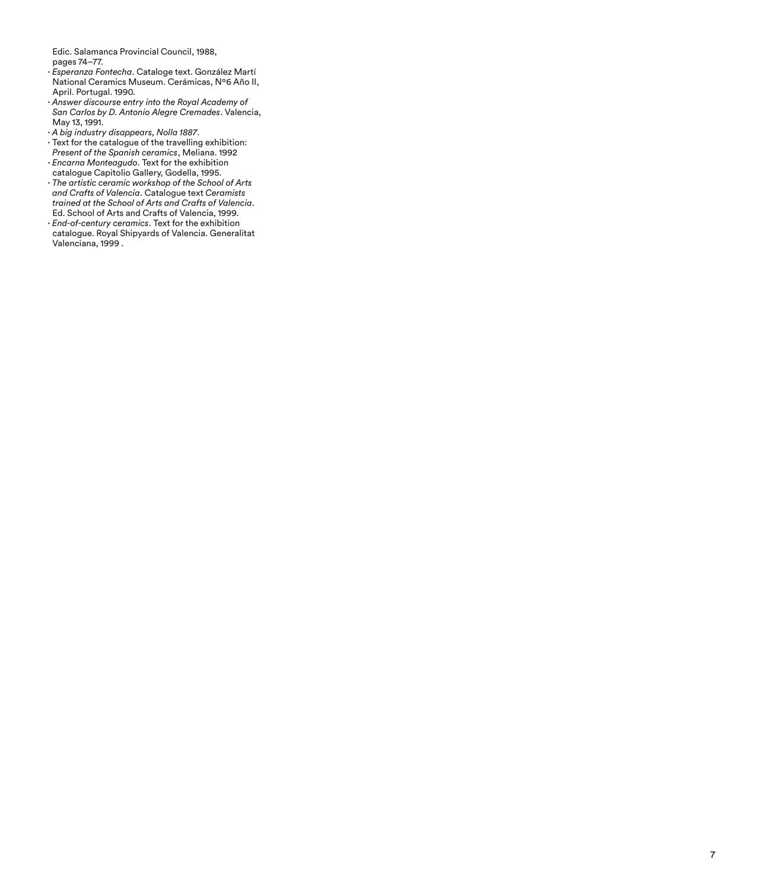Edic. Salamanca Provincial Council, 1988, pages 74–77.

- *Esperanza Fontecha*. Cataloge text. González Martí National Ceramics Museum. Cerámicas, Nº6 Año II, April. Portugal. 1990.
- *Answer discourse entry into the Royal Academy of San Carlos by D. Antonio Alegre Cremades*. Valencia, May 13, 1991.
- *A big industry disappears, Nolla 1887*.
- Text for the catalogue of the travelling exhibition: *Present of the Spanish ceramics*, Meliana. 1992
- *Encarna Monteagudo*. Text for the exhibition catalogue Capitolio Gallery, Godella, 1995.
- *The artistic ceramic workshop of the School of Arts and Crafts of Valencia*. Catalogue text *Ceramists trained at the School of Arts and Crafts of Valencia*. Ed. School of Arts and Crafts of Valencia, 1999.
- *End-of-century ceramics*. Text for the exhibition catalogue. Royal Shipyards of Valencia. Generalitat Valenciana, 1999 .